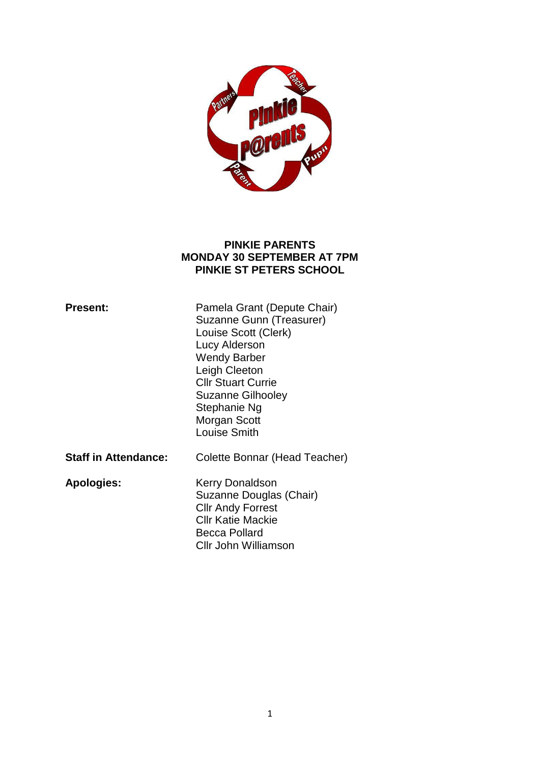# PINKIE PARENTS
## MONDAY 30 SEPTEMBER AT 7PM
## PINKIE ST PETERS SCHOOL

| | |
|---|---|
| **Present:** | Pamela Grant (Depute Chair)<br>Suzanne Gunn (Treasurer)<br>Louise Scott (Clerk)<br>Lucy Alderson<br>Wendy Barber<br>Leigh Cleeton<br>Cllr Stuart Currie<br>Suzanne Gilhooley<br>Stephanie Ng<br>Morgan Scott<br>Louise Smith |
| **Staff in Attendance:** | Colette Bonnar (Head Teacher) |
| **Apologies:** | Kerry Donaldson<br>Suzanne Douglas (Chair)<br>Cllr Andy Forrest<br>Cllr Katie Mackie<br>Becca Pollard<br>Cllr John Williamson |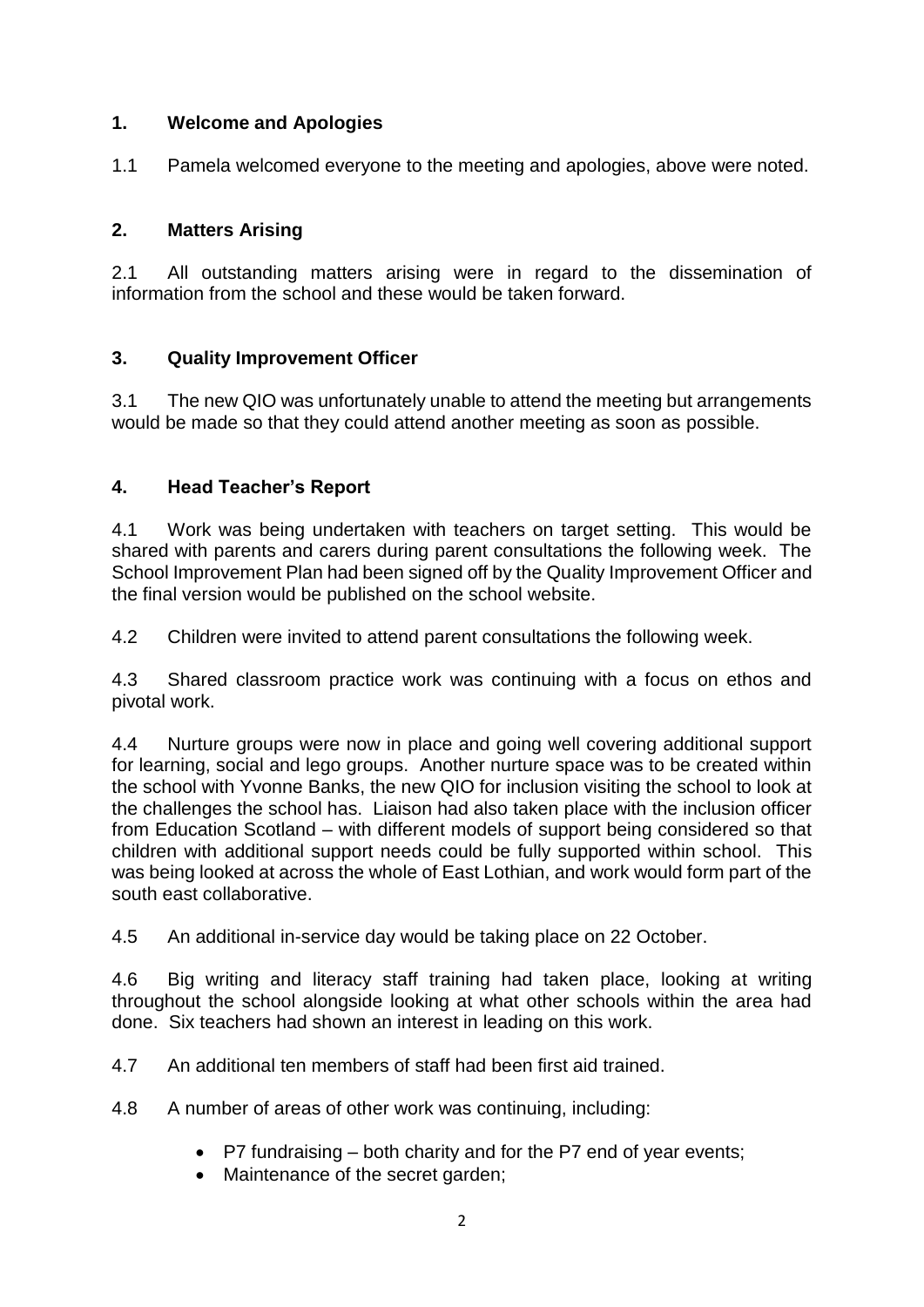## 1. Welcome and Apologies

1.1 Pamela welcomed everyone to the meeting and apologies, above were noted.

## 2. Matters Arising

2.1 All outstanding matters arising were in regard to the dissemination of information from the school and these would be taken forward.

## 3. Quality Improvement Officer

3.1 The new QIO was unfortunately unable to attend the meeting but arrangements would be made so that they could attend another meeting as soon as possible.

## 4. Head Teacher's Report

4.1 Work was being undertaken with teachers on target setting. This would be shared with parents and carers during parent consultations the following week. The School Improvement Plan had been signed off by the Quality Improvement Officer and the final version would be published on the school website.

4.2 Children were invited to attend parent consultations the following week.

4.3 Shared classroom practice work was continuing with a focus on ethos and pivotal work.

4.4 Nurture groups were now in place and going well covering additional support for learning, social and lego groups. Another nurture space was to be created within the school with Yvonne Banks, the new QIO for inclusion visiting the school to look at the challenges the school has. Liaison had also taken place with the inclusion officer from Education Scotland – with different models of support being considered so that children with additional support needs could be fully supported within school. This was being looked at across the whole of East Lothian, and work would form part of the south east collaborative.

4.5 An additional in-service day would be taking place on 22 October.

4.6 Big writing and literacy staff training had taken place, looking at writing throughout the school alongside looking at what other schools within the area had done. Six teachers had shown an interest in leading on this work.

4.7 An additional ten members of staff had been first aid trained.

4.8 A number of areas of other work was continuing, including:

- P7 fundraising – both charity and for the P7 end of year events;
- Maintenance of the secret garden;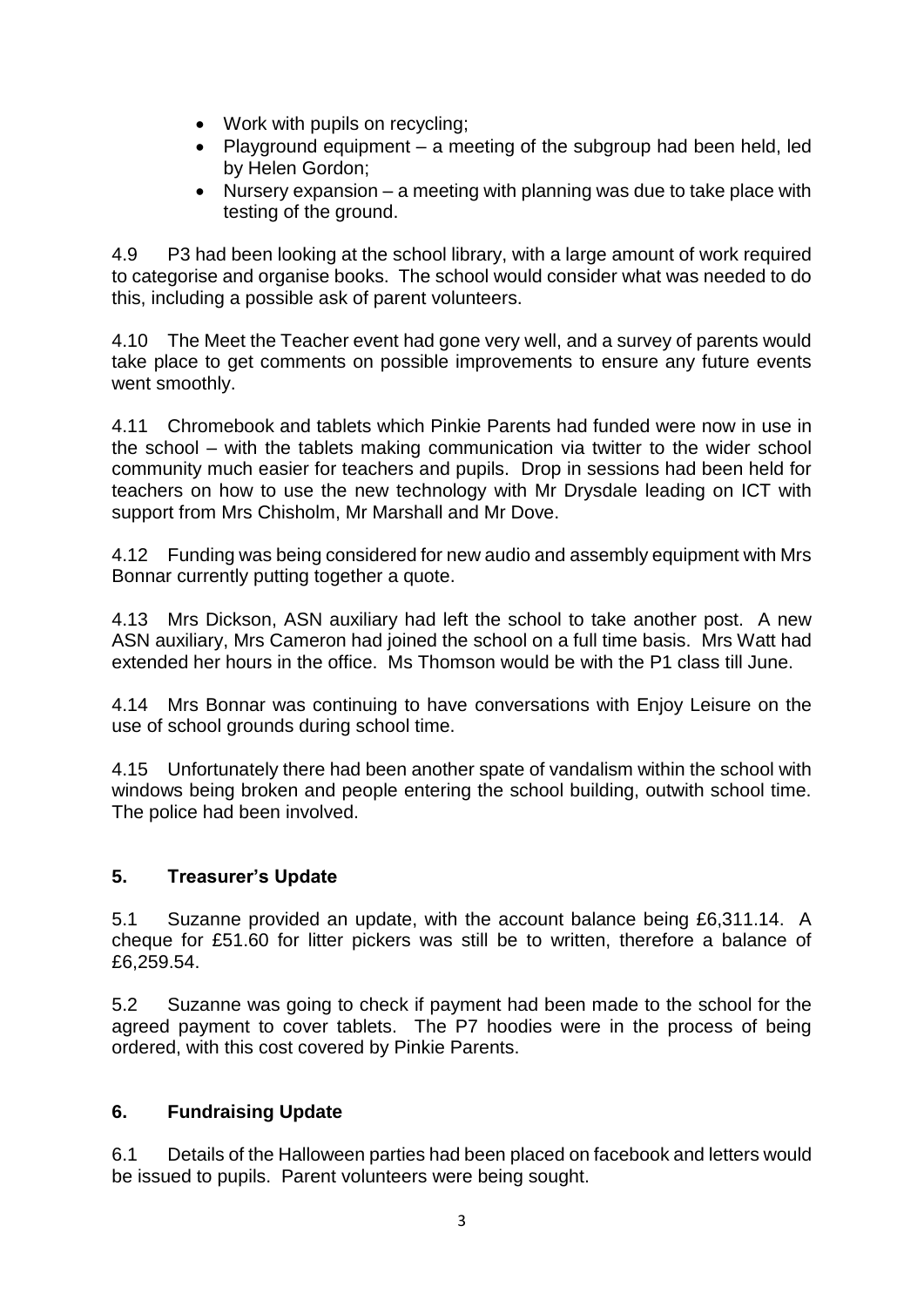- Work with pupils on recycling;
- Playground equipment – a meeting of the subgroup had been held, led by Helen Gordon;
- Nursery expansion – a meeting with planning was due to take place with testing of the ground.

4.9 P3 had been looking at the school library, with a large amount of work required to categorise and organise books. The school would consider what was needed to do this, including a possible ask of parent volunteers.

4.10 The Meet the Teacher event had gone very well, and a survey of parents would take place to get comments on possible improvements to ensure any future events went smoothly.

4.11 Chromebook and tablets which Pinkie Parents had funded were now in use in the school – with the tablets making communication via twitter to the wider school community much easier for teachers and pupils. Drop in sessions had been held for teachers on how to use the new technology with Mr Drysdale leading on ICT with support from Mrs Chisholm, Mr Marshall and Mr Dove.

4.12 Funding was being considered for new audio and assembly equipment with Mrs Bonnar currently putting together a quote.

4.13 Mrs Dickson, ASN auxiliary had left the school to take another post. A new ASN auxiliary, Mrs Cameron had joined the school on a full time basis. Mrs Watt had extended her hours in the office. Ms Thomson would be with the P1 class till June.

4.14 Mrs Bonnar was continuing to have conversations with Enjoy Leisure on the use of school grounds during school time.

4.15 Unfortunately there had been another spate of vandalism within the school with windows being broken and people entering the school building, outwith school time. The police had been involved.

## 5. Treasurer's Update

5.1 Suzanne provided an update, with the account balance being £6,311.14. A cheque for £51.60 for litter pickers was still be to written, therefore a balance of £6,259.54.

5.2 Suzanne was going to check if payment had been made to the school for the agreed payment to cover tablets. The P7 hoodies were in the process of being ordered, with this cost covered by Pinkie Parents.

## 6. Fundraising Update

6.1 Details of the Halloween parties had been placed on facebook and letters would be issued to pupils. Parent volunteers were being sought.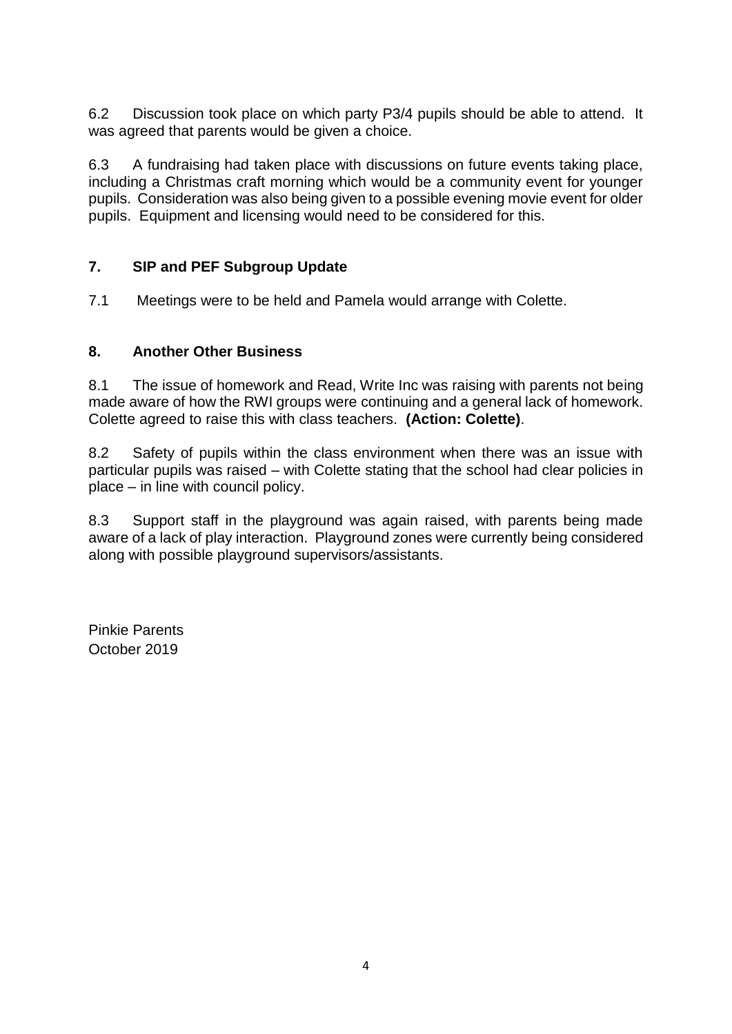6.2 Discussion took place on which party P3/4 pupils should be able to attend. It was agreed that parents would be given a choice.

6.3 A fundraising had taken place with discussions on future events taking place, including a Christmas craft morning which would be a community event for younger pupils. Consideration was also being given to a possible evening movie event for older pupils. Equipment and licensing would need to be considered for this.

## 7. SIP and PEF Subgroup Update

7.1 Meetings were to be held and Pamela would arrange with Colette.

## 8. Another Other Business

8.1 The issue of homework and Read, Write Inc was raising with parents not being made aware of how the RWI groups were continuing and a general lack of homework. Colette agreed to raise this with class teachers. **(Action: Colette)**.

8.2 Safety of pupils within the class environment when there was an issue with particular pupils was raised – with Colette stating that the school had clear policies in place – in line with council policy.

8.3 Support staff in the playground was again raised, with parents being made aware of a lack of play interaction. Playground zones were currently being considered along with possible playground supervisors/assistants.

Pinkie Parents
October 2019